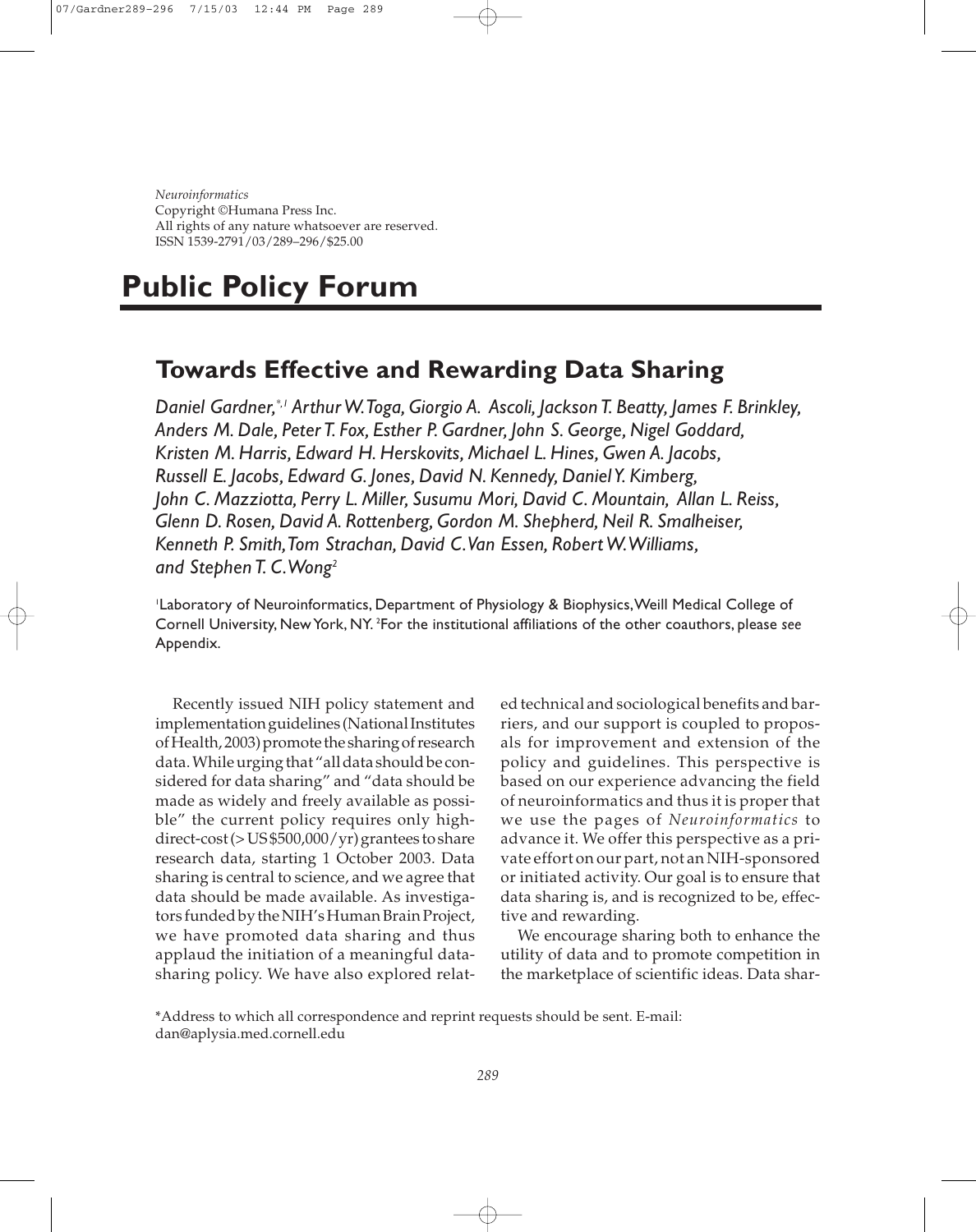*Neuroinformatics*
Copyright ©Humana Press Inc.
All rights of any nature whatsoever are reserved.
ISSN 1539-2791/03/289–296/$25.00

# Public Policy Forum

## Towards Effective and Rewarding Data Sharing

*Daniel Gardner,[*,1] Arthur W. Toga, Giorgio A. Ascoli, Jackson T. Beatty, James F. Brinkley, Anders M. Dale, Peter T. Fox, Esther P. Gardner, John S. George, Nigel Goddard, Kristen M. Harris, Edward H. Herskovits, Michael L. Hines, Gwen A. Jacobs, Russell E. Jacobs, Edward G. Jones, David N. Kennedy, Daniel Y. Kimberg, John C. Mazziotta, Perry L. Miller, Susumu Mori, David C. Mountain, Allan L. Reiss, Glenn D. Rosen, David A. Rottenberg, Gordon M. Shepherd, Neil R. Smalheiser, Kenneth P. Smith, Tom Strachan, David C. Van Essen, Robert W. Williams, and Stephen T. C. Wong[2]*

[1]Laboratory of Neuroinformatics, Department of Physiology & Biophysics, Weill Medical College of Cornell University, New York, NY. [2]For the institutional affiliations of the other coauthors, please *see* Appendix.

Recently issued NIH policy statement and implementation guidelines (National Institutes of Health, 2003) promote the sharing of research data. While urging that "all data should be considered for data sharing" and "data should be made as widely and freely available as possible" the current policy requires only high-direct-cost (> US$500,000/yr) grantees to share research data, starting 1 October 2003. Data sharing is central to science, and we agree that data should be made available. As investigators funded by the NIH's Human Brain Project, we have promoted data sharing and thus applaud the initiation of a meaningful data-sharing policy. We have also explored related technical and sociological benefits and barriers, and our support is coupled to proposals for improvement and extension of the policy and guidelines. This perspective is based on our experience advancing the field of neuroinformatics and thus it is proper that we use the pages of *Neuroinformatics* to advance it. We offer this perspective as a private effort on our part, not an NIH-sponsored or initiated activity. Our goal is to ensure that data sharing is, and is recognized to be, effective and rewarding.

We encourage sharing both to enhance the utility of data and to promote competition in the marketplace of scientific ideas. Data shar-

*Address to which all correspondence and reprint requests should be sent. E-mail: dan@aplysia.med.cornell.edu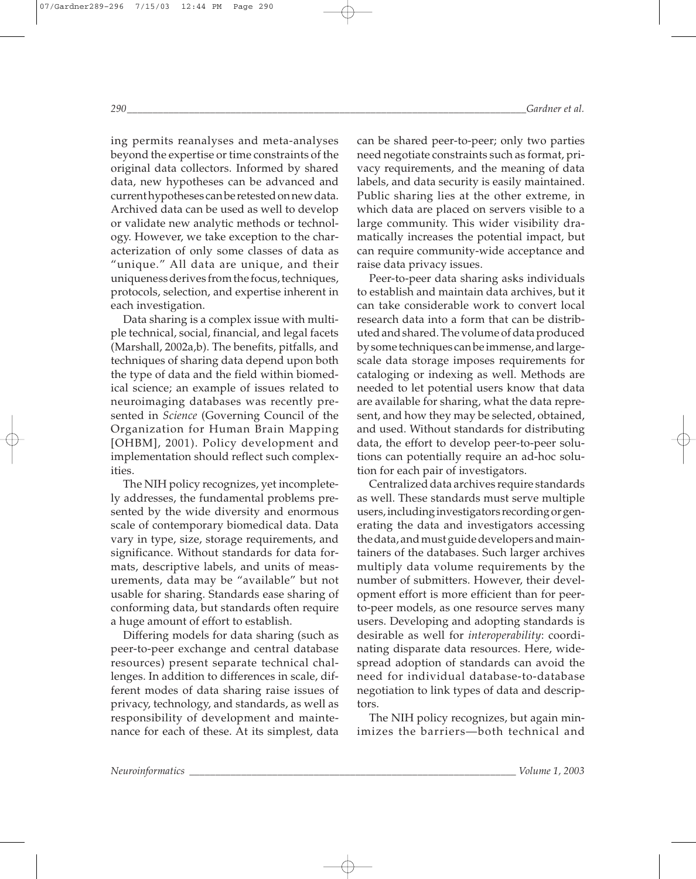ing permits reanalyses and meta-analyses beyond the expertise or time constraints of the original data collectors. Informed by shared data, new hypotheses can be advanced and current hypotheses can be retested on new data. Archived data can be used as well to develop or validate new analytic methods or technology. However, we take exception to the characterization of only some classes of data as "unique." All data are unique, and their uniqueness derives from the focus, techniques, protocols, selection, and expertise inherent in each investigation.

Data sharing is a complex issue with multiple technical, social, financial, and legal facets (Marshall, 2002a,b). The benefits, pitfalls, and techniques of sharing data depend upon both the type of data and the field within biomedical science; an example of issues related to neuroimaging databases was recently presented in *Science* (Governing Council of the Organization for Human Brain Mapping [OHBM], 2001). Policy development and implementation should reflect such complexities.

The NIH policy recognizes, yet incompletely addresses, the fundamental problems presented by the wide diversity and enormous scale of contemporary biomedical data. Data vary in type, size, storage requirements, and significance. Without standards for data formats, descriptive labels, and units of measurements, data may be "available" but not usable for sharing. Standards ease sharing of conforming data, but standards often require a huge amount of effort to establish.

Differing models for data sharing (such as peer-to-peer exchange and central database resources) present separate technical challenges. In addition to differences in scale, different modes of data sharing raise issues of privacy, technology, and standards, as well as responsibility of development and maintenance for each of these. At its simplest, data can be shared peer-to-peer; only two parties need negotiate constraints such as format, privacy requirements, and the meaning of data labels, and data security is easily maintained. Public sharing lies at the other extreme, in which data are placed on servers visible to a large community. This wider visibility dramatically increases the potential impact, but can require community-wide acceptance and raise data privacy issues.

Peer-to-peer data sharing asks individuals to establish and maintain data archives, but it can take considerable work to convert local research data into a form that can be distributed and shared. The volume of data produced by some techniques can be immense, and large-scale data storage imposes requirements for cataloging or indexing as well. Methods are needed to let potential users know that data are available for sharing, what the data represent, and how they may be selected, obtained, and used. Without standards for distributing data, the effort to develop peer-to-peer solutions can potentially require an ad-hoc solution for each pair of investigators.

Centralized data archives require standards as well. These standards must serve multiple users, including investigators recording or generating the data and investigators accessing the data, and must guide developers and maintainers of the databases. Such larger archives multiply data volume requirements by the number of submitters. However, their development effort is more efficient than for peer-to-peer models, as one resource serves many users. Developing and adopting standards is desirable as well for *interoperability*: coordinating disparate data resources. Here, widespread adoption of standards can avoid the need for individual database-to-database negotiation to link types of data and descriptors.

The NIH policy recognizes, but again minimizes the barriers—both technical and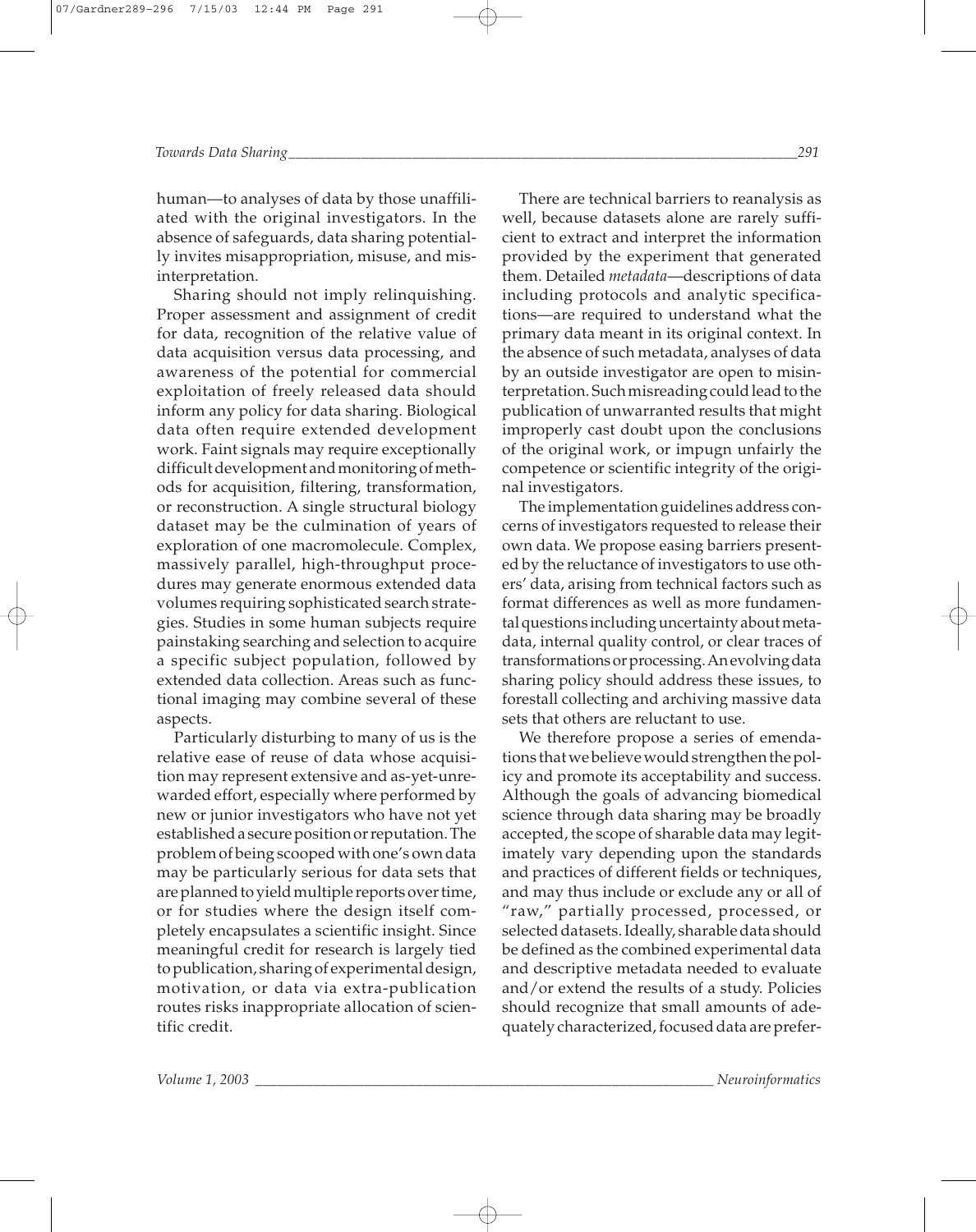human—to analyses of data by those unaffiliated with the original investigators. In the absence of safeguards, data sharing potentially invites misappropriation, misuse, and misinterpretation.

Sharing should not imply relinquishing. Proper assessment and assignment of credit for data, recognition of the relative value of data acquisition versus data processing, and awareness of the potential for commercial exploitation of freely released data should inform any policy for data sharing. Biological data often require extended development work. Faint signals may require exceptionally difficult development and monitoring of methods for acquisition, filtering, transformation, or reconstruction. A single structural biology dataset may be the culmination of years of exploration of one macromolecule. Complex, massively parallel, high-throughput procedures may generate enormous extended data volumes requiring sophisticated search strategies. Studies in some human subjects require painstaking searching and selection to acquire a specific subject population, followed by extended data collection. Areas such as functional imaging may combine several of these aspects.

Particularly disturbing to many of us is the relative ease of reuse of data whose acquisition may represent extensive and as-yet-unrewarded effort, especially where performed by new or junior investigators who have not yet established a secure position or reputation. The problem of being scooped with one's own data may be particularly serious for data sets that are planned to yield multiple reports over time, or for studies where the design itself completely encapsulates a scientific insight. Since meaningful credit for research is largely tied to publication, sharing of experimental design, motivation, or data via extra-publication routes risks inappropriate allocation of scientific credit.

There are technical barriers to reanalysis as well, because datasets alone are rarely sufficient to extract and interpret the information provided by the experiment that generated them. Detailed *metadata*—descriptions of data including protocols and analytic specifications—are required to understand what the primary data meant in its original context. In the absence of such metadata, analyses of data by an outside investigator are open to misinterpretation. Such misreading could lead to the publication of unwarranted results that might improperly cast doubt upon the conclusions of the original work, or impugn unfairly the competence or scientific integrity of the original investigators.

The implementation guidelines address concerns of investigators requested to release their own data. We propose easing barriers presented by the reluctance of investigators to use others' data, arising from technical factors such as format differences as well as more fundamental questions including uncertainty about metadata, internal quality control, or clear traces of transformations or processing. An evolving data sharing policy should address these issues, to forestall collecting and archiving massive data sets that others are reluctant to use.

We therefore propose a series of emendations that we believe would strengthen the policy and promote its acceptability and success. Although the goals of advancing biomedical science through data sharing may be broadly accepted, the scope of sharable data may legitimately vary depending upon the standards and practices of different fields or techniques, and may thus include or exclude any or all of "raw," partially processed, processed, or selected datasets. Ideally, sharable data should be defined as the combined experimental data and descriptive metadata needed to evaluate and/or extend the results of a study. Policies should recognize that small amounts of adequately characterized, focused data are prefer-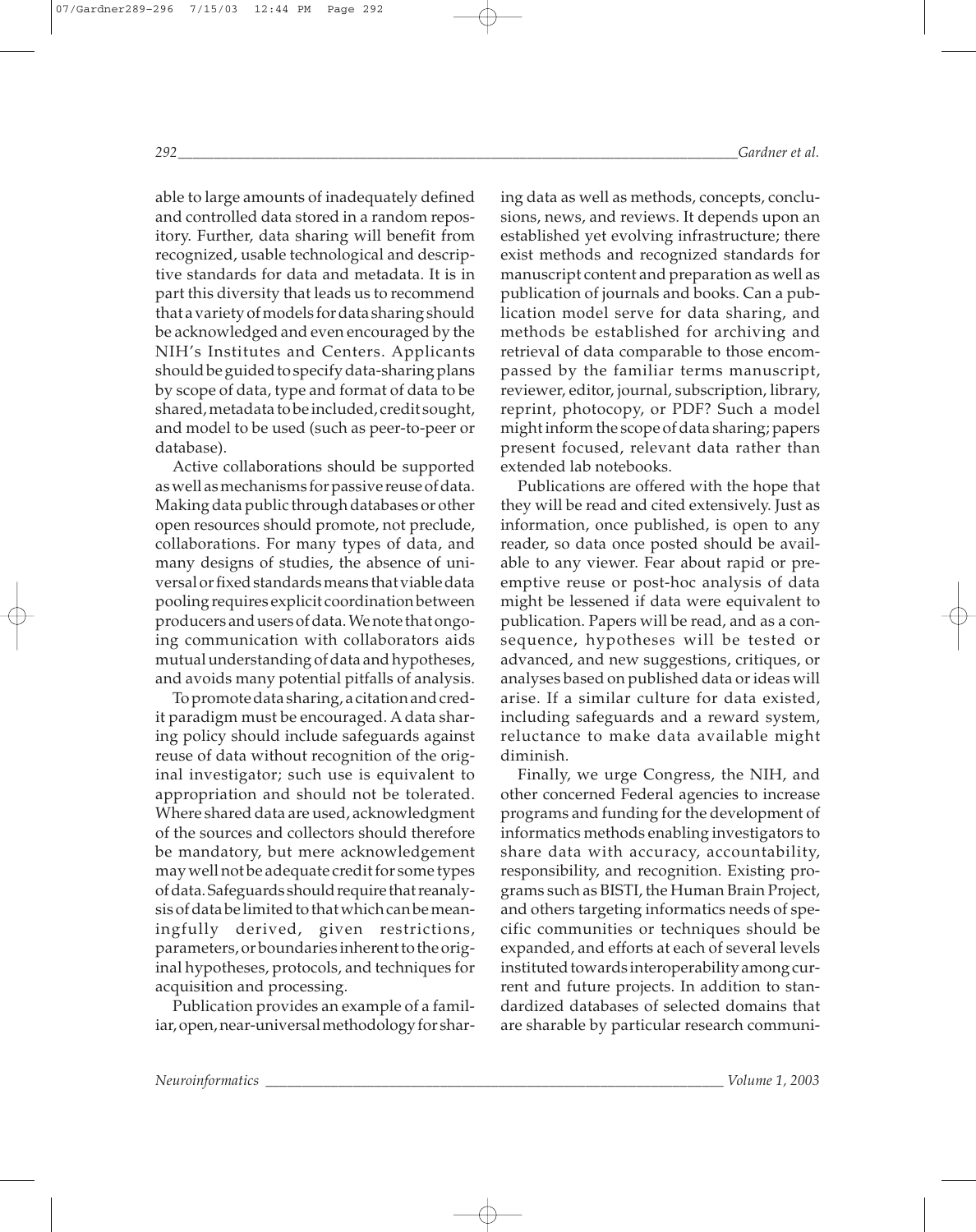able to large amounts of inadequately defined and controlled data stored in a random repository. Further, data sharing will benefit from recognized, usable technological and descriptive standards for data and metadata. It is in part this diversity that leads us to recommend that a variety of models for data sharing should be acknowledged and even encouraged by the NIH's Institutes and Centers. Applicants should be guided to specify data-sharing plans by scope of data, type and format of data to be shared, metadata to be included, credit sought, and model to be used (such as peer-to-peer or database).

Active collaborations should be supported as well as mechanisms for passive reuse of data. Making data public through databases or other open resources should promote, not preclude, collaborations. For many types of data, and many designs of studies, the absence of universal or fixed standards means that viable data pooling requires explicit coordination between producers and users of data. We note that ongoing communication with collaborators aids mutual understanding of data and hypotheses, and avoids many potential pitfalls of analysis.

To promote data sharing, a citation and credit paradigm must be encouraged. A data sharing policy should include safeguards against reuse of data without recognition of the original investigator; such use is equivalent to appropriation and should not be tolerated. Where shared data are used, acknowledgment of the sources and collectors should therefore be mandatory, but mere acknowledgement may well not be adequate credit for some types of data. Safeguards should require that reanalysis of data be limited to that which can be meaningfully derived, given restrictions, parameters, or boundaries inherent to the original hypotheses, protocols, and techniques for acquisition and processing.

Publication provides an example of a familiar, open, near-universal methodology for sharing data as well as methods, concepts, conclusions, news, and reviews. It depends upon an established yet evolving infrastructure; there exist methods and recognized standards for manuscript content and preparation as well as publication of journals and books. Can a publication model serve for data sharing, and methods be established for archiving and retrieval of data comparable to those encompassed by the familiar terms manuscript, reviewer, editor, journal, subscription, library, reprint, photocopy, or PDF? Such a model might inform the scope of data sharing; papers present focused, relevant data rather than extended lab notebooks.

Publications are offered with the hope that they will be read and cited extensively. Just as information, once published, is open to any reader, so data once posted should be available to any viewer. Fear about rapid or preemptive reuse or post-hoc analysis of data might be lessened if data were equivalent to publication. Papers will be read, and as a consequence, hypotheses will be tested or advanced, and new suggestions, critiques, or analyses based on published data or ideas will arise. If a similar culture for data existed, including safeguards and a reward system, reluctance to make data available might diminish.

Finally, we urge Congress, the NIH, and other concerned Federal agencies to increase programs and funding for the development of informatics methods enabling investigators to share data with accuracy, accountability, responsibility, and recognition. Existing programs such as BISTI, the Human Brain Project, and others targeting informatics needs of specific communities or techniques should be expanded, and efforts at each of several levels instituted towards interoperability among current and future projects. In addition to standardized databases of selected domains that are sharable by particular research communi-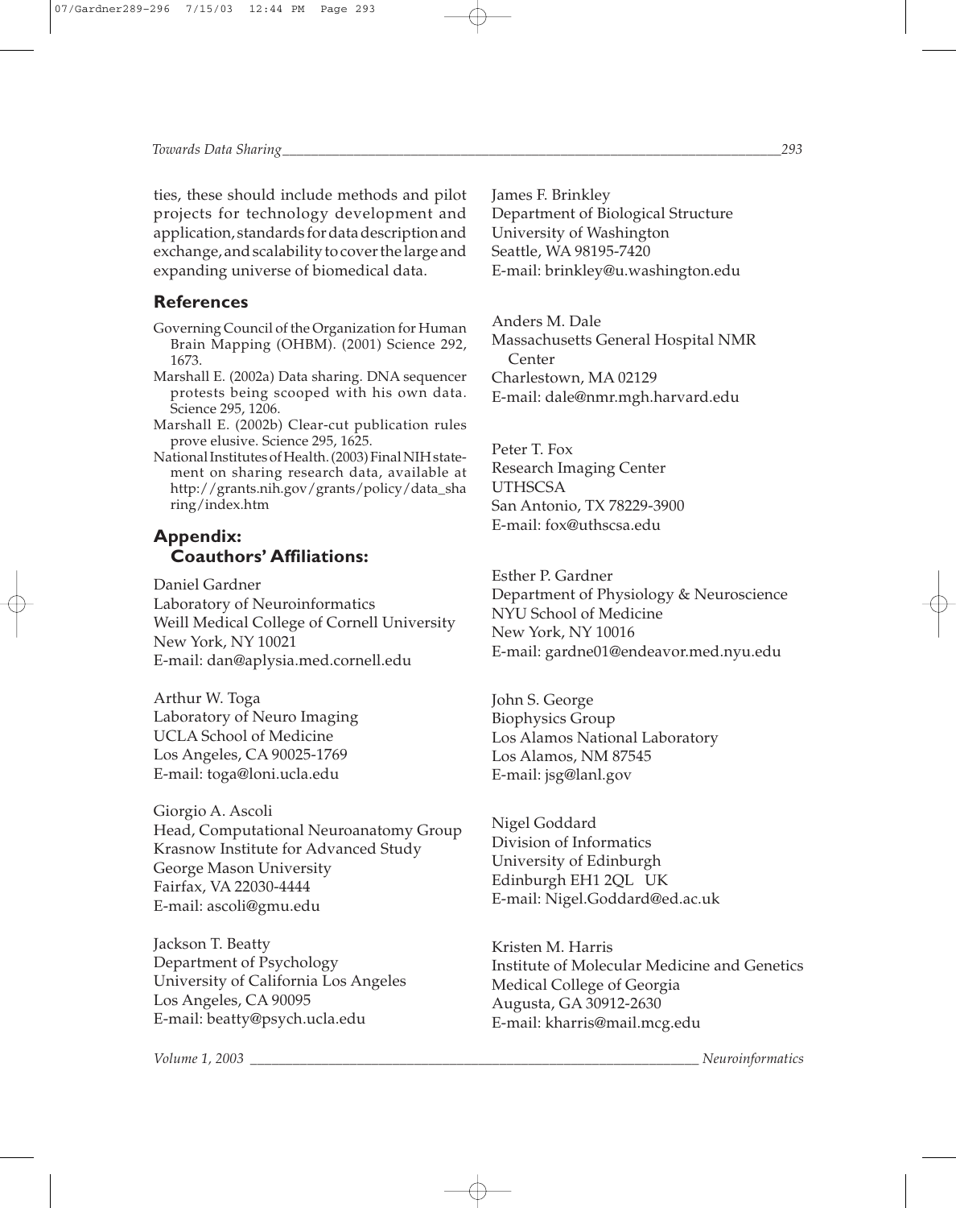ties, these should include methods and pilot projects for technology development and application, standards for data description and exchange, and scalability to cover the large and expanding universe of biomedical data.

## References

Governing Council of the Organization for Human Brain Mapping (OHBM). (2001) Science 292, 1673.

Marshall E. (2002a) Data sharing. DNA sequencer protests being scooped with his own data. Science 295, 1206.

Marshall E. (2002b) Clear-cut publication rules prove elusive. Science 295, 1625.

National Institutes of Health. (2003) Final NIH statement on sharing research data, available at http://grants.nih.gov/grants/policy/data_sharing/index.htm

## Appendix: Coauthors' Affiliations:

Daniel Gardner
Laboratory of Neuroinformatics
Weill Medical College of Cornell University
New York, NY 10021
E-mail: dan@aplysia.med.cornell.edu

Arthur W. Toga
Laboratory of Neuro Imaging
UCLA School of Medicine
Los Angeles, CA 90025-1769
E-mail: toga@loni.ucla.edu

Giorgio A. Ascoli
Head, Computational Neuroanatomy Group
Krasnow Institute for Advanced Study
George Mason University
Fairfax, VA 22030-4444
E-mail: ascoli@gmu.edu

Jackson T. Beatty
Department of Psychology
University of California Los Angeles
Los Angeles, CA 90095
E-mail: beatty@psych.ucla.edu

James F. Brinkley
Department of Biological Structure
University of Washington
Seattle, WA 98195-7420
E-mail: brinkley@u.washington.edu

Anders M. Dale
Massachusetts General Hospital NMR Center
Charlestown, MA 02129
E-mail: dale@nmr.mgh.harvard.edu

Peter T. Fox
Research Imaging Center
UTHSCSA
San Antonio, TX 78229-3900
E-mail: fox@uthscsa.edu

Esther P. Gardner
Department of Physiology & Neuroscience
NYU School of Medicine
New York, NY 10016
E-mail: gardne01@endeavor.med.nyu.edu

John S. George
Biophysics Group
Los Alamos National Laboratory
Los Alamos, NM 87545
E-mail: jsg@lanl.gov

Nigel Goddard
Division of Informatics
University of Edinburgh
Edinburgh EH1 2QL UK
E-mail: Nigel.Goddard@ed.ac.uk

Kristen M. Harris
Institute of Molecular Medicine and Genetics
Medical College of Georgia
Augusta, GA 30912-2630
E-mail: kharris@mail.mcg.edu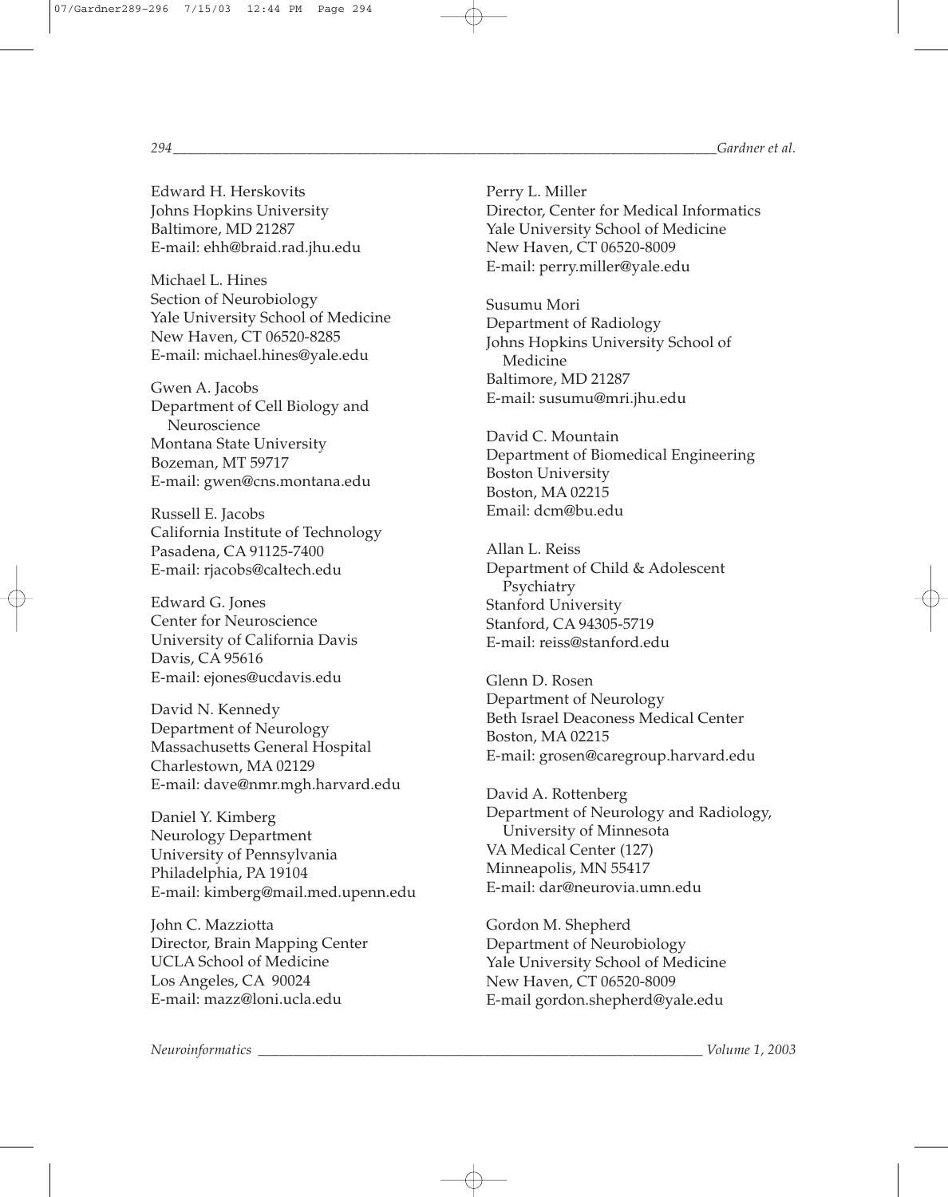Edward H. Herskovits
Johns Hopkins University
Baltimore, MD 21287
E-mail: ehh@braid.rad.jhu.edu

Michael L. Hines
Section of Neurobiology
Yale University School of Medicine
New Haven, CT 06520-8285
E-mail: michael.hines@yale.edu

Gwen A. Jacobs
Department of Cell Biology and Neuroscience
Montana State University
Bozeman, MT 59717
E-mail: gwen@cns.montana.edu

Russell E. Jacobs
California Institute of Technology
Pasadena, CA 91125-7400
E-mail: rjacobs@caltech.edu

Edward G. Jones
Center for Neuroscience
University of California Davis
Davis, CA 95616
E-mail: ejones@ucdavis.edu

David N. Kennedy
Department of Neurology
Massachusetts General Hospital
Charlestown, MA 02129
E-mail: dave@nmr.mgh.harvard.edu

Daniel Y. Kimberg
Neurology Department
University of Pennsylvania
Philadelphia, PA 19104
E-mail: kimberg@mail.med.upenn.edu

John C. Mazziotta
Director, Brain Mapping Center
UCLA School of Medicine
Los Angeles, CA 90024
E-mail: mazz@loni.ucla.edu

Perry L. Miller
Director, Center for Medical Informatics
Yale University School of Medicine
New Haven, CT 06520-8009
E-mail: perry.miller@yale.edu

Susumu Mori
Department of Radiology
Johns Hopkins University School of Medicine
Baltimore, MD 21287
E-mail: susumu@mri.jhu.edu

David C. Mountain
Department of Biomedical Engineering
Boston University
Boston, MA 02215
Email: dcm@bu.edu

Allan L. Reiss
Department of Child & Adolescent Psychiatry
Stanford University
Stanford, CA 94305-5719
E-mail: reiss@stanford.edu

Glenn D. Rosen
Department of Neurology
Beth Israel Deaconess Medical Center
Boston, MA 02215
E-mail: grosen@caregroup.harvard.edu

David A. Rottenberg
Department of Neurology and Radiology, University of Minnesota
VA Medical Center (127)
Minneapolis, MN 55417
E-mail: dar@neurovia.umn.edu

Gordon M. Shepherd
Department of Neurobiology
Yale University School of Medicine
New Haven, CT 06520-8009
E-mail gordon.shepherd@yale.edu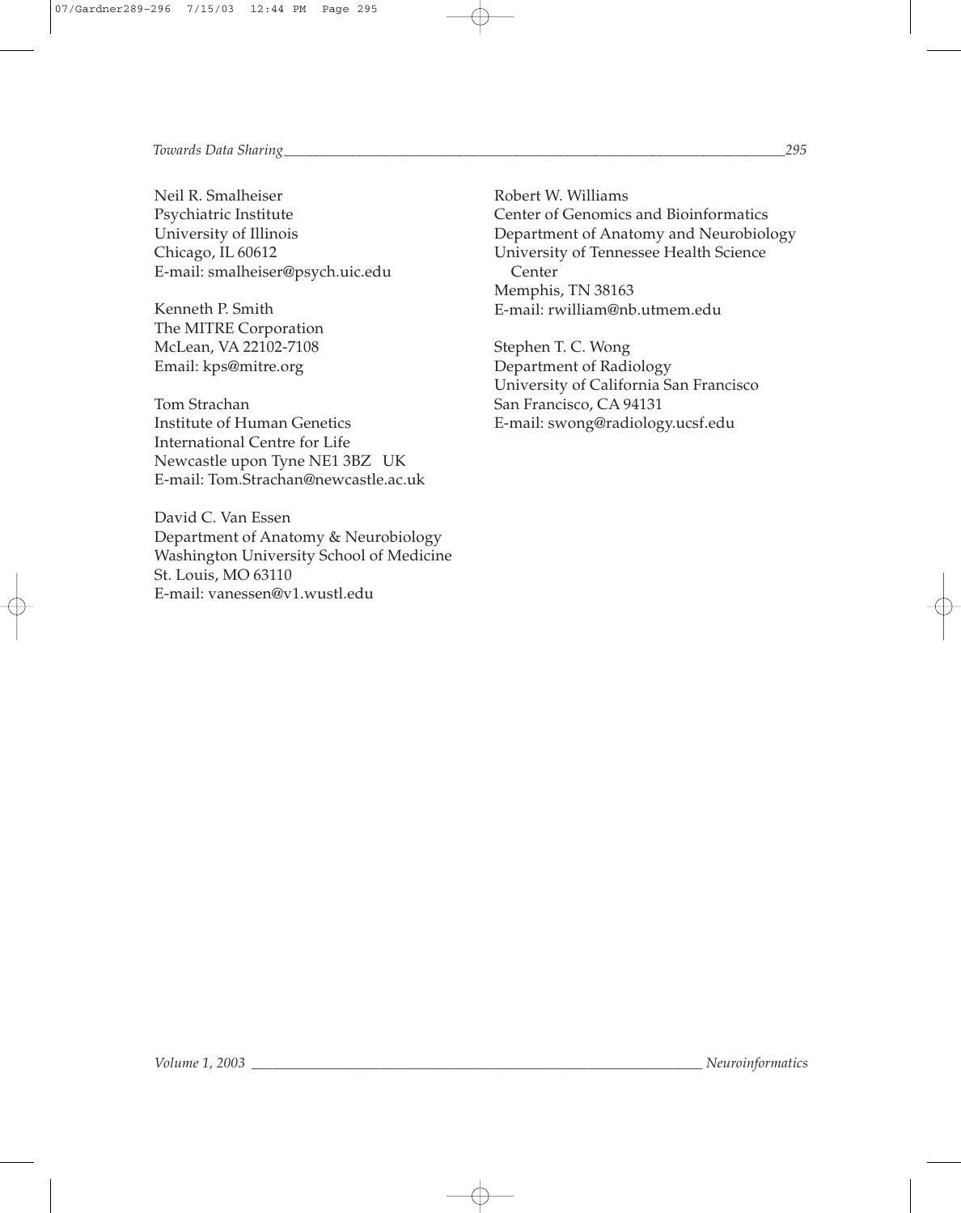Neil R. Smalheiser
Psychiatric Institute
University of Illinois
Chicago, IL 60612
E-mail: smalheiser@psych.uic.edu

Kenneth P. Smith
The MITRE Corporation
McLean, VA 22102-7108
Email: kps@mitre.org

Tom Strachan
Institute of Human Genetics
International Centre for Life
Newcastle upon Tyne NE1 3BZ UK
E-mail: Tom.Strachan@newcastle.ac.uk

David C. Van Essen
Department of Anatomy & Neurobiology
Washington University School of Medicine
St. Louis, MO 63110
E-mail: vanessen@v1.wustl.edu

Robert W. Williams
Center of Genomics and Bioinformatics
Department of Anatomy and Neurobiology
University of Tennessee Health Science Center
Memphis, TN 38163
E-mail: rwilliam@nb.utmem.edu

Stephen T. C. Wong
Department of Radiology
University of California San Francisco
San Francisco, CA 94131
E-mail: swong@radiology.ucsf.edu